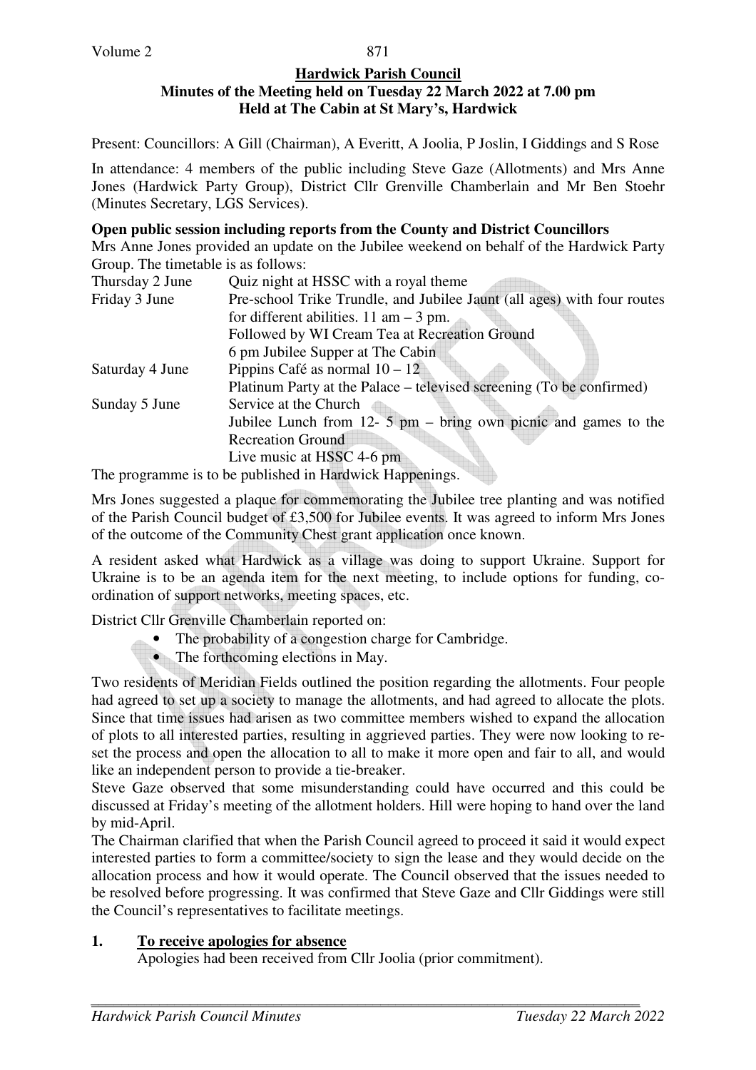**Hardwick Parish Council**
**Minutes of the Meeting held on Tuesday 22 March 2022 at 7.00 pm**
**Held at The Cabin at St Mary's, Hardwick**

Present: Councillors: A Gill (Chairman), A Everitt, A Joolia, P Joslin, I Giddings and S Rose

In attendance: 4 members of the public including Steve Gaze (Allotments) and Mrs Anne Jones (Hardwick Party Group), District Cllr Grenville Chamberlain and Mr Ben Stoehr (Minutes Secretary, LGS Services).

**Open public session including reports from the County and District Councillors**

Mrs Anne Jones provided an update on the Jubilee weekend on behalf of the Hardwick Party Group. The timetable is as follows:

| | |
|---|---|
| Thursday 2 June | Quiz night at HSSC with a royal theme |
| Friday 3 June | Pre-school Trike Trundle, and Jubilee Jaunt (all ages) with four routes for different abilities. 11 am – 3 pm. |
| | Followed by WI Cream Tea at Recreation Ground |
| | 6 pm Jubilee Supper at The Cabin |
| Saturday 4 June | Pippins Café as normal 10 – 12 |
| | Platinum Party at the Palace – televised screening (To be confirmed) |
| Sunday 5 June | Service at the Church |
| | Jubilee Lunch from 12- 5 pm – bring own picnic and games to the Recreation Ground |
| | Live music at HSSC 4-6 pm |

The programme is to be published in Hardwick Happenings.

Mrs Jones suggested a plaque for commemorating the Jubilee tree planting and was notified of the Parish Council budget of £3,500 for Jubilee events. It was agreed to inform Mrs Jones of the outcome of the Community Chest grant application once known.

A resident asked what Hardwick as a village was doing to support Ukraine. Support for Ukraine is to be an agenda item for the next meeting, to include options for funding, co-ordination of support networks, meeting spaces, etc.

District Cllr Grenville Chamberlain reported on:

- The probability of a congestion charge for Cambridge.
- The forthcoming elections in May.

Two residents of Meridian Fields outlined the position regarding the allotments. Four people had agreed to set up a society to manage the allotments, and had agreed to allocate the plots. Since that time issues had arisen as two committee members wished to expand the allocation of plots to all interested parties, resulting in aggrieved parties. They were now looking to re-set the process and open the allocation to all to make it more open and fair to all, and would like an independent person to provide a tie-breaker.

Steve Gaze observed that some misunderstanding could have occurred and this could be discussed at Friday's meeting of the allotment holders. Hill were hoping to hand over the land by mid-April.

The Chairman clarified that when the Parish Council agreed to proceed it said it would expect interested parties to form a committee/society to sign the lease and they would decide on the allocation process and how it would operate. The Council observed that the issues needed to be resolved before progressing. It was confirmed that Steve Gaze and Cllr Giddings were still the Council's representatives to facilitate meetings.

## 1. To receive apologies for absence

Apologies had been received from Cllr Joolia (prior commitment).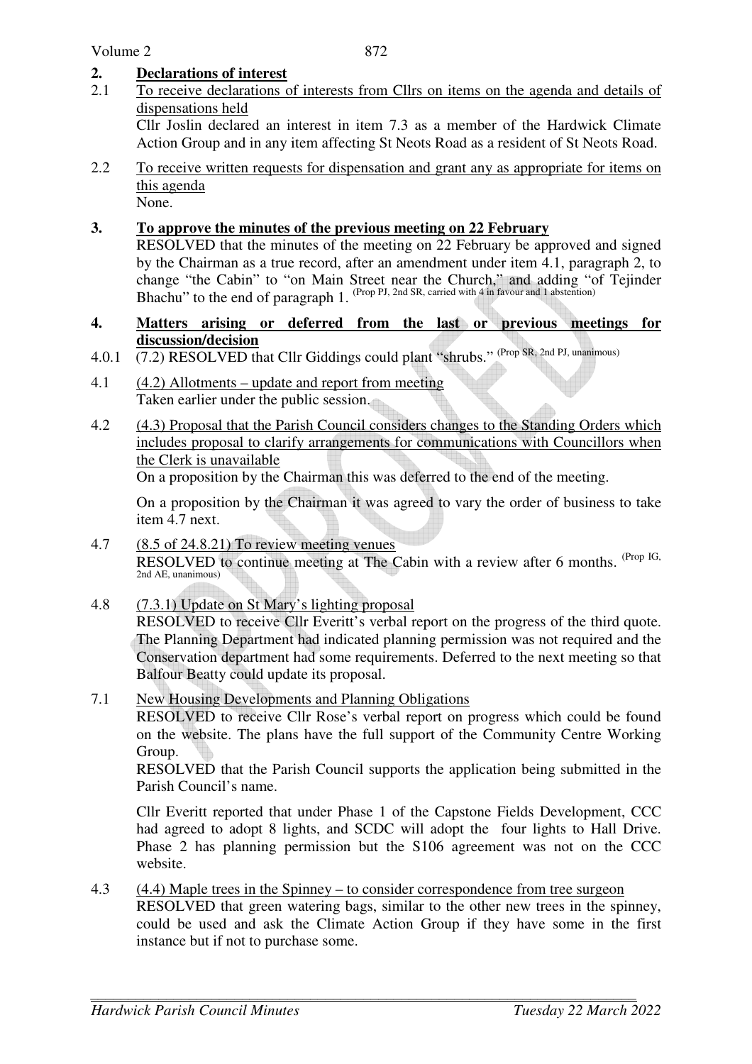## 2. Declarations of interest

2.1 <u>To receive declarations of interests from Cllrs on items on the agenda and details of dispensations held</u>

Cllr Joslin declared an interest in item 7.3 as a member of the Hardwick Climate Action Group and in any item affecting St Neots Road as a resident of St Neots Road.

2.2 <u>To receive written requests for dispensation and grant any as appropriate for items on this agenda</u>

None.

## 3. To approve the minutes of the previous meeting on 22 February

RESOLVED that the minutes of the meeting on 22 February be approved and signed by the Chairman as a true record, after an amendment under item 4.1, paragraph 2, to change "the Cabin" to "on Main Street near the Church," and adding "of Tejinder Bhachu" to the end of paragraph 1. (Prop PJ, 2nd SR, carried with 4 in favour and 1 abstention)

## 4. Matters arising or deferred from the last or previous meetings for discussion/decision

4.0.1 (7.2) RESOLVED that Cllr Giddings could plant "shrubs." (Prop SR, 2nd PJ, unanimous)

4.1 <u>(4.2) Allotments – update and report from meeting</u>

Taken earlier under the public session.

4.2 <u>(4.3) Proposal that the Parish Council considers changes to the Standing Orders which includes proposal to clarify arrangements for communications with Councillors when the Clerk is unavailable</u>

On a proposition by the Chairman this was deferred to the end of the meeting.

On a proposition by the Chairman it was agreed to vary the order of business to take item 4.7 next.

4.7 <u>(8.5 of 24.8.21) To review meeting venues</u>

RESOLVED to continue meeting at The Cabin with a review after 6 months. (Prop IG, 2nd AE, unanimous)

4.8 <u>(7.3.1) Update on St Mary's lighting proposal</u>

RESOLVED to receive Cllr Everitt's verbal report on the progress of the third quote. The Planning Department had indicated planning permission was not required and the Conservation department had some requirements. Deferred to the next meeting so that Balfour Beatty could update its proposal.

7.1 <u>New Housing Developments and Planning Obligations</u>

RESOLVED to receive Cllr Rose's verbal report on progress which could be found on the website. The plans have the full support of the Community Centre Working Group.

RESOLVED that the Parish Council supports the application being submitted in the Parish Council's name.

Cllr Everitt reported that under Phase 1 of the Capstone Fields Development, CCC had agreed to adopt 8 lights, and SCDC will adopt the four lights to Hall Drive. Phase 2 has planning permission but the S106 agreement was not on the CCC website.

4.3 <u>(4.4) Maple trees in the Spinney – to consider correspondence from tree surgeon</u>

RESOLVED that green watering bags, similar to the other new trees in the spinney, could be used and ask the Climate Action Group if they have some in the first instance but if not to purchase some.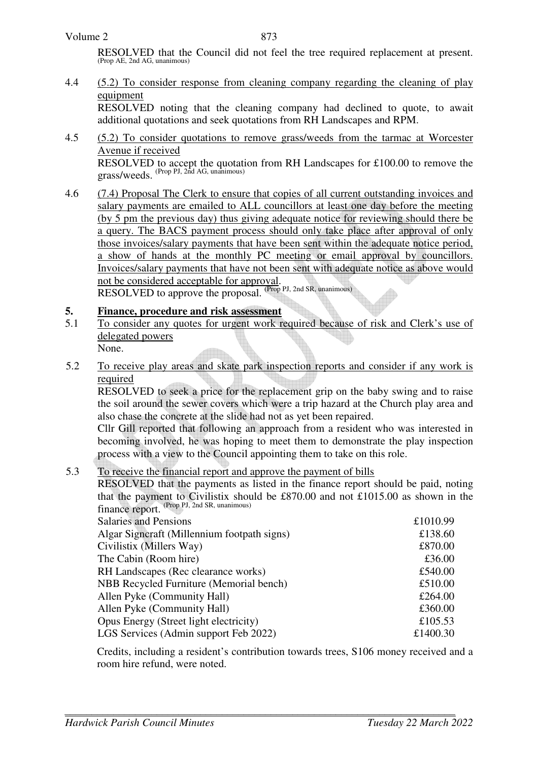RESOLVED that the Council did not feel the tree required replacement at present. (Prop AE, 2nd AG, unanimous)

4.4 (5.2) To consider response from cleaning company regarding the cleaning of play equipment

RESOLVED noting that the cleaning company had declined to quote, to await additional quotations and seek quotations from RH Landscapes and RPM.

4.5 (5.2) To consider quotations to remove grass/weeds from the tarmac at Worcester Avenue if received

RESOLVED to accept the quotation from RH Landscapes for £100.00 to remove the grass/weeds. (Prop PJ, 2nd AG, unanimous)

4.6 (7.4) Proposal The Clerk to ensure that copies of all current outstanding invoices and salary payments are emailed to ALL councillors at least one day before the meeting (by 5 pm the previous day) thus giving adequate notice for reviewing should there be a query. The BACS payment process should only take place after approval of only those invoices/salary payments that have been sent within the adequate notice period, a show of hands at the monthly PC meeting or email approval by councillors. Invoices/salary payments that have not been sent with adequate notice as above would not be considered acceptable for approval.

RESOLVED to approve the proposal. (Prop PJ, 2nd SR, unanimous)

## 5. Finance, procedure and risk assessment

5.1 To consider any quotes for urgent work required because of risk and Clerk's use of delegated powers

None.

5.2 To receive play areas and skate park inspection reports and consider if any work is required

RESOLVED to seek a price for the replacement grip on the baby swing and to raise the soil around the sewer covers which were a trip hazard at the Church play area and also chase the concrete at the slide had not as yet been repaired.

Cllr Gill reported that following an approach from a resident who was interested in becoming involved, he was hoping to meet them to demonstrate the play inspection process with a view to the Council appointing them to take on this role.

5.3 To receive the financial report and approve the payment of bills

RESOLVED that the payments as listed in the finance report should be paid, noting that the payment to Civilistix should be £870.00 and not £1015.00 as shown in the finance report. (Prop PJ, 2nd SR, unanimous)

| | |
|---|---|
| Salaries and Pensions | £1010.99 |
| Algar Signcraft (Millennium footpath signs) | £138.60 |
| Civilistix (Millers Way) | £870.00 |
| The Cabin (Room hire) | £36.00 |
| RH Landscapes (Rec clearance works) | £540.00 |
| NBB Recycled Furniture (Memorial bench) | £510.00 |
| Allen Pyke (Community Hall) | £264.00 |
| Allen Pyke (Community Hall) | £360.00 |
| Opus Energy (Street light electricity) | £105.53 |
| LGS Services (Admin support Feb 2022) | £1400.30 |

Credits, including a resident's contribution towards trees, S106 money received and a room hire refund, were noted.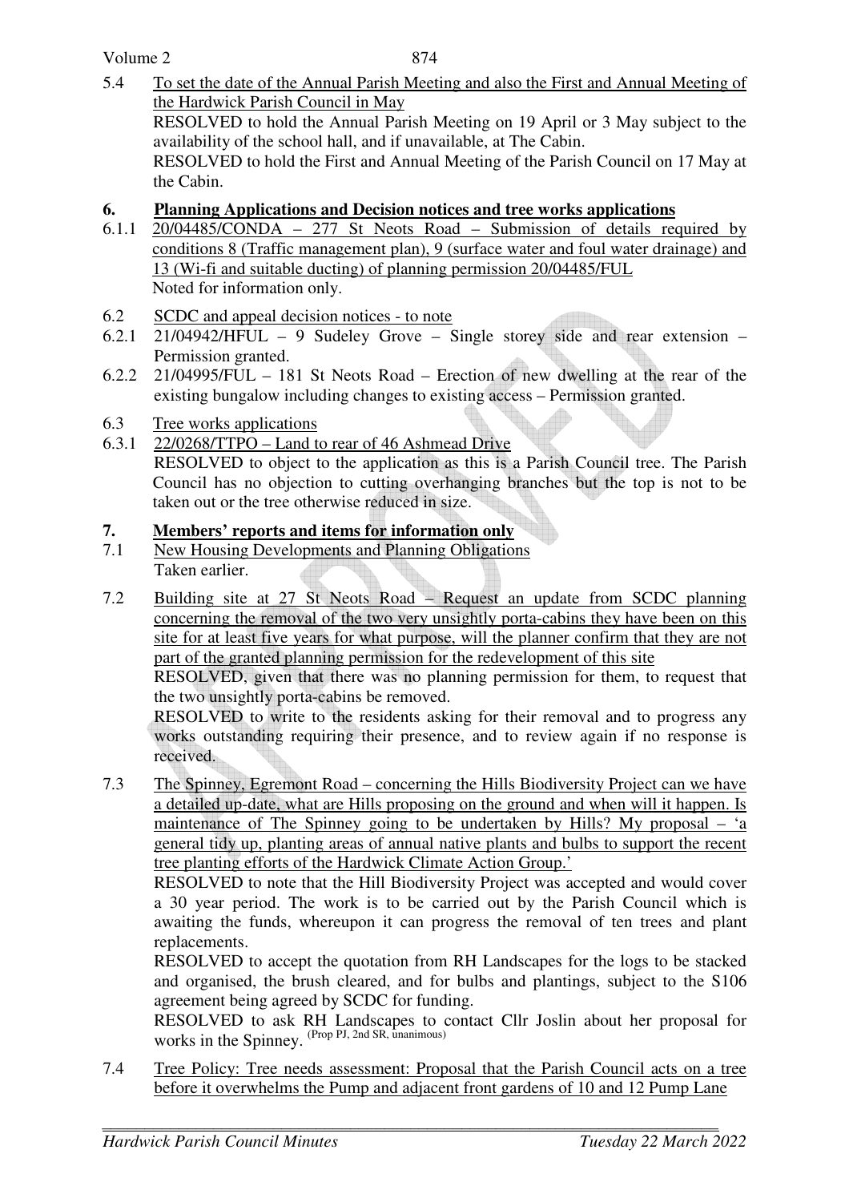5.4 To set the date of the Annual Parish Meeting and also the First and Annual Meeting of the Hardwick Parish Council in May

RESOLVED to hold the Annual Parish Meeting on 19 April or 3 May subject to the availability of the school hall, and if unavailable, at The Cabin.

RESOLVED to hold the First and Annual Meeting of the Parish Council on 17 May at the Cabin.

## 6. Planning Applications and Decision notices and tree works applications

6.1.1 20/04485/CONDA – 277 St Neots Road – Submission of details required by conditions 8 (Traffic management plan), 9 (surface water and foul water drainage) and 13 (Wi-fi and suitable ducting) of planning permission 20/04485/FUL

Noted for information only.

6.2 SCDC and appeal decision notices - to note

6.2.1 21/04942/HFUL – 9 Sudeley Grove – Single storey side and rear extension – Permission granted.

6.2.2 21/04995/FUL – 181 St Neots Road – Erection of new dwelling at the rear of the existing bungalow including changes to existing access – Permission granted.

6.3 Tree works applications

6.3.1 22/0268/TTPO – Land to rear of 46 Ashmead Drive

RESOLVED to object to the application as this is a Parish Council tree. The Parish Council has no objection to cutting overhanging branches but the top is not to be taken out or the tree otherwise reduced in size.

## 7. Members' reports and items for information only

7.1 New Housing Developments and Planning Obligations

Taken earlier.

7.2 Building site at 27 St Neots Road – Request an update from SCDC planning concerning the removal of the two very unsightly porta-cabins they have been on this site for at least five years for what purpose, will the planner confirm that they are not part of the granted planning permission for the redevelopment of this site

RESOLVED, given that there was no planning permission for them, to request that the two unsightly porta-cabins be removed.

RESOLVED to write to the residents asking for their removal and to progress any works outstanding requiring their presence, and to review again if no response is received.

7.3 The Spinney, Egremont Road – concerning the Hills Biodiversity Project can we have a detailed up-date, what are Hills proposing on the ground and when will it happen. Is maintenance of The Spinney going to be undertaken by Hills? My proposal – 'a general tidy up, planting areas of annual native plants and bulbs to support the recent tree planting efforts of the Hardwick Climate Action Group.'

RESOLVED to note that the Hill Biodiversity Project was accepted and would cover a 30 year period. The work is to be carried out by the Parish Council which is awaiting the funds, whereupon it can progress the removal of ten trees and plant replacements.

RESOLVED to accept the quotation from RH Landscapes for the logs to be stacked and organised, the brush cleared, and for bulbs and plantings, subject to the S106 agreement being agreed by SCDC for funding.

RESOLVED to ask RH Landscapes to contact Cllr Joslin about her proposal for works in the Spinney. (Prop PJ, 2nd SR, unanimous)

7.4 Tree Policy: Tree needs assessment: Proposal that the Parish Council acts on a tree before it overwhelms the Pump and adjacent front gardens of 10 and 12 Pump Lane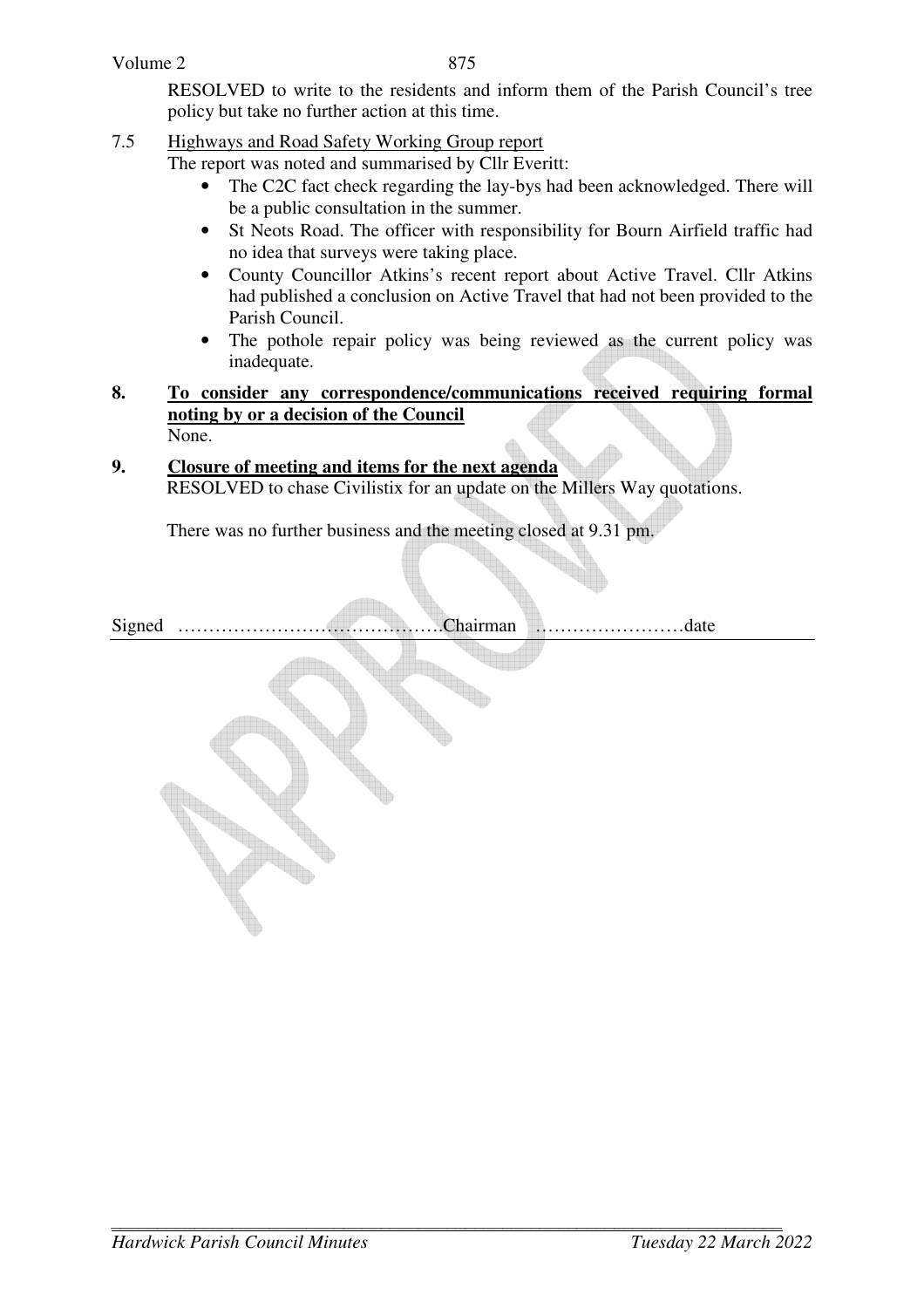RESOLVED to write to the residents and inform them of the Parish Council's tree policy but take no further action at this time.

7.5 Highways and Road Safety Working Group report

The report was noted and summarised by Cllr Everitt:

- The C2C fact check regarding the lay-bys had been acknowledged. There will be a public consultation in the summer.
- St Neots Road. The officer with responsibility for Bourn Airfield traffic had no idea that surveys were taking place.
- County Councillor Atkins's recent report about Active Travel. Cllr Atkins had published a conclusion on Active Travel that had not been provided to the Parish Council.
- The pothole repair policy was being reviewed as the current policy was inadequate.

**8. To consider any correspondence/communications received requiring formal noting by or a decision of the Council**

None.

**9. Closure of meeting and items for the next agenda**

RESOLVED to chase Civilistix for an update on the Millers Way quotations.

There was no further business and the meeting closed at 9.31 pm.

Signed …………………………………….Chairman ……………………date